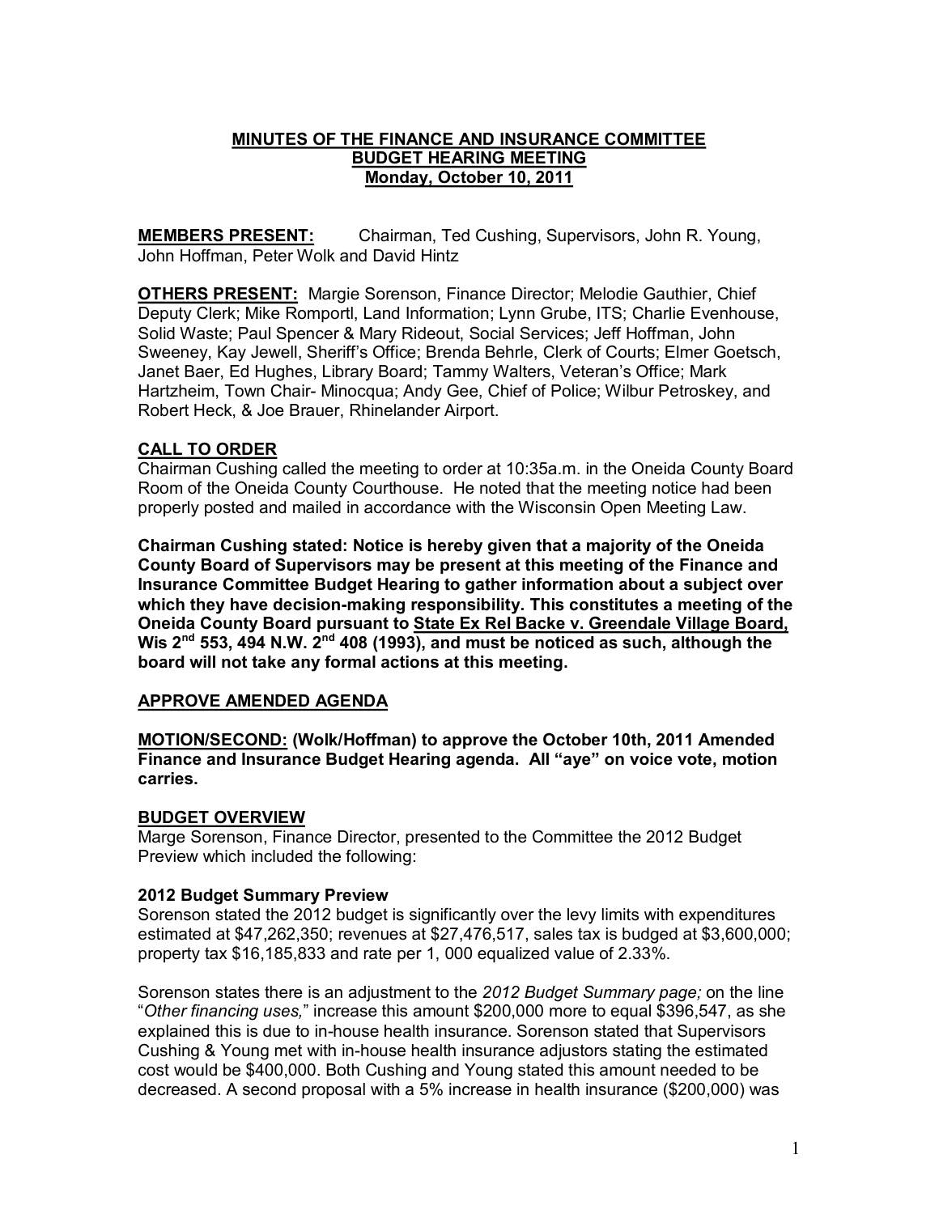# MINUTES OF THE FINANCE AND INSURANCE COMMITTEE BUDGET HEARING MEETING
## Monday, October 10, 2011

**MEMBERS PRESENT:** Chairman, Ted Cushing, Supervisors, John R. Young, John Hoffman, Peter Wolk and David Hintz

**OTHERS PRESENT:** Margie Sorenson, Finance Director; Melodie Gauthier, Chief Deputy Clerk; Mike Romportl, Land Information; Lynn Grube, ITS; Charlie Evenhouse, Solid Waste; Paul Spencer & Mary Rideout, Social Services; Jeff Hoffman, John Sweeney, Kay Jewell, Sheriff's Office; Brenda Behrle, Clerk of Courts; Elmer Goetsch, Janet Baer, Ed Hughes, Library Board; Tammy Walters, Veteran's Office; Mark Hartzheim, Town Chair- Minocqua; Andy Gee, Chief of Police; Wilbur Petroskey, and Robert Heck, & Joe Brauer, Rhinelander Airport.

### CALL TO ORDER

Chairman Cushing called the meeting to order at 10:35a.m. in the Oneida County Board Room of the Oneida County Courthouse. He noted that the meeting notice had been properly posted and mailed in accordance with the Wisconsin Open Meeting Law.

**Chairman Cushing stated: Notice is hereby given that a majority of the Oneida County Board of Supervisors may be present at this meeting of the Finance and Insurance Committee Budget Hearing to gather information about a subject over which they have decision-making responsibility. This constitutes a meeting of the Oneida County Board pursuant to State Ex Rel Backe v. Greendale Village Board, Wis 2nd 553, 494 N.W. 2nd 408 (1993), and must be noticed as such, although the board will not take any formal actions at this meeting.**

### APPROVE AMENDED AGENDA

**MOTION/SECOND: (Wolk/Hoffman) to approve the October 10th, 2011 Amended Finance and Insurance Budget Hearing agenda. All "aye" on voice vote, motion carries.**

### BUDGET OVERVIEW

Marge Sorenson, Finance Director, presented to the Committee the 2012 Budget Preview which included the following:

**2012 Budget Summary Preview**

Sorenson stated the 2012 budget is significantly over the levy limits with expenditures estimated at $47,262,350; revenues at $27,476,517, sales tax is budged at $3,600,000; property tax $16,185,833 and rate per 1, 000 equalized value of 2.33%.

Sorenson states there is an adjustment to the *2012 Budget Summary page;* on the line "*Other financing uses,*" increase this amount $200,000 more to equal $396,547, as she explained this is due to in-house health insurance. Sorenson stated that Supervisors Cushing & Young met with in-house health insurance adjustors stating the estimated cost would be $400,000. Both Cushing and Young stated this amount needed to be decreased. A second proposal with a 5% increase in health insurance ($200,000) was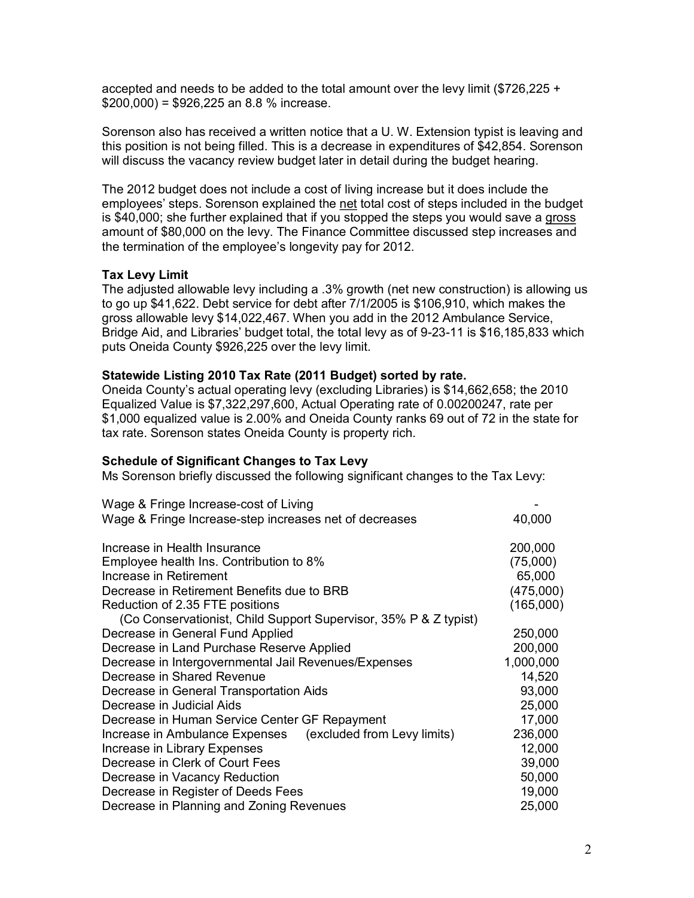accepted and needs to be added to the total amount over the levy limit ($726,225 + $200,000) = $926,225 an 8.8 % increase.

Sorenson also has received a written notice that a U. W. Extension typist is leaving and this position is not being filled. This is a decrease in expenditures of $42,854. Sorenson will discuss the vacancy review budget later in detail during the budget hearing.

The 2012 budget does not include a cost of living increase but it does include the employees' steps. Sorenson explained the net total cost of steps included in the budget is $40,000; she further explained that if you stopped the steps you would save a gross amount of $80,000 on the levy. The Finance Committee discussed step increases and the termination of the employee's longevity pay for 2012.

**Tax Levy Limit**

The adjusted allowable levy including a .3% growth (net new construction) is allowing us to go up $41,622. Debt service for debt after 7/1/2005 is $106,910, which makes the gross allowable levy $14,022,467. When you add in the 2012 Ambulance Service, Bridge Aid, and Libraries' budget total, the total levy as of 9-23-11 is $16,185,833 which puts Oneida County $926,225 over the levy limit.

**Statewide Listing 2010 Tax Rate (2011 Budget) sorted by rate.**

Oneida County's actual operating levy (excluding Libraries) is $14,662,658; the 2010 Equalized Value is $7,322,297,600, Actual Operating rate of 0.00200247, rate per $1,000 equalized value is 2.00% and Oneida County ranks 69 out of 72 in the state for tax rate. Sorenson states Oneida County is property rich.

**Schedule of Significant Changes to Tax Levy**

Ms Sorenson briefly discussed the following significant changes to the Tax Levy:

| | |
|---|---|
| Wage & Fringe Increase-cost of Living | - |
| Wage & Fringe Increase-step increases net of decreases | 40,000 |
| | |
| Increase in Health Insurance | 200,000 |
| Employee health Ins. Contribution to 8% | (75,000) |
| Increase in Retirement | 65,000 |
| Decrease in Retirement Benefits due to BRB | (475,000) |
| Reduction of 2.35 FTE positions (Co Conservationist, Child Support Supervisor, 35% P & Z typist) | (165,000) |
| Decrease in General Fund Applied | 250,000 |
| Decrease in Land Purchase Reserve Applied | 200,000 |
| Decrease in Intergovernmental Jail Revenues/Expenses | 1,000,000 |
| Decrease in Shared Revenue | 14,520 |
| Decrease in General Transportation Aids | 93,000 |
| Decrease in Judicial Aids | 25,000 |
| Decrease in Human Service Center GF Repayment | 17,000 |
| Increase in Ambulance Expenses (excluded from Levy limits) | 236,000 |
| Increase in Library Expenses | 12,000 |
| Decrease in Clerk of Court Fees | 39,000 |
| Decrease in Vacancy Reduction | 50,000 |
| Decrease in Register of Deeds Fees | 19,000 |
| Decrease in Planning and Zoning Revenues | 25,000 |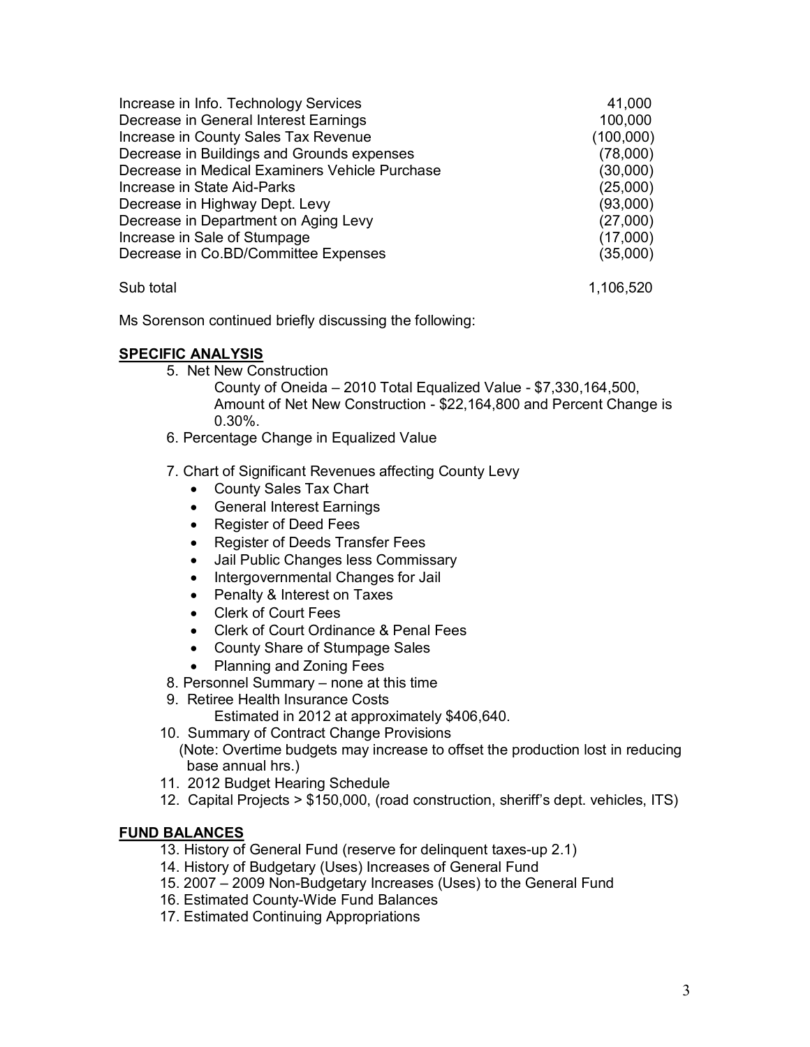| | |
|---|---|
| Increase in Info. Technology Services | 41,000 |
| Decrease in General Interest Earnings | 100,000 |
| Increase in County Sales Tax Revenue | (100,000) |
| Decrease in Buildings and Grounds expenses | (78,000) |
| Decrease in Medical Examiners Vehicle Purchase | (30,000) |
| Increase in State Aid-Parks | (25,000) |
| Decrease in Highway Dept. Levy | (93,000) |
| Decrease in Department on Aging Levy | (27,000) |
| Increase in Sale of Stumpage | (17,000) |
| Decrease in Co.BD/Committee Expenses | (35,000) |
| Sub total | 1,106,520 |

Ms Sorenson continued briefly discussing the following:

**SPECIFIC ANALYSIS**

5. Net New Construction
   County of Oneida – 2010 Total Equalized Value - $7,330,164,500, Amount of Net New Construction - $22,164,800 and Percent Change is 0.30%.
6. Percentage Change in Equalized Value
7. Chart of Significant Revenues affecting County Levy
   - County Sales Tax Chart
   - General Interest Earnings
   - Register of Deed Fees
   - Register of Deeds Transfer Fees
   - Jail Public Changes less Commissary
   - Intergovernmental Changes for Jail
   - Penalty & Interest on Taxes
   - Clerk of Court Fees
   - Clerk of Court Ordinance & Penal Fees
   - County Share of Stumpage Sales
   - Planning and Zoning Fees
8. Personnel Summary – none at this time
9. Retiree Health Insurance Costs
   Estimated in 2012 at approximately $406,640.
10. Summary of Contract Change Provisions
    (Note: Overtime budgets may increase to offset the production lost in reducing base annual hrs.)
11. 2012 Budget Hearing Schedule
12. Capital Projects > $150,000, (road construction, sheriff's dept. vehicles, ITS)

**FUND BALANCES**

13. History of General Fund (reserve for delinquent taxes-up 2.1)
14. History of Budgetary (Uses) Increases of General Fund
15. 2007 – 2009 Non-Budgetary Increases (Uses) to the General Fund
16. Estimated County-Wide Fund Balances
17. Estimated Continuing Appropriations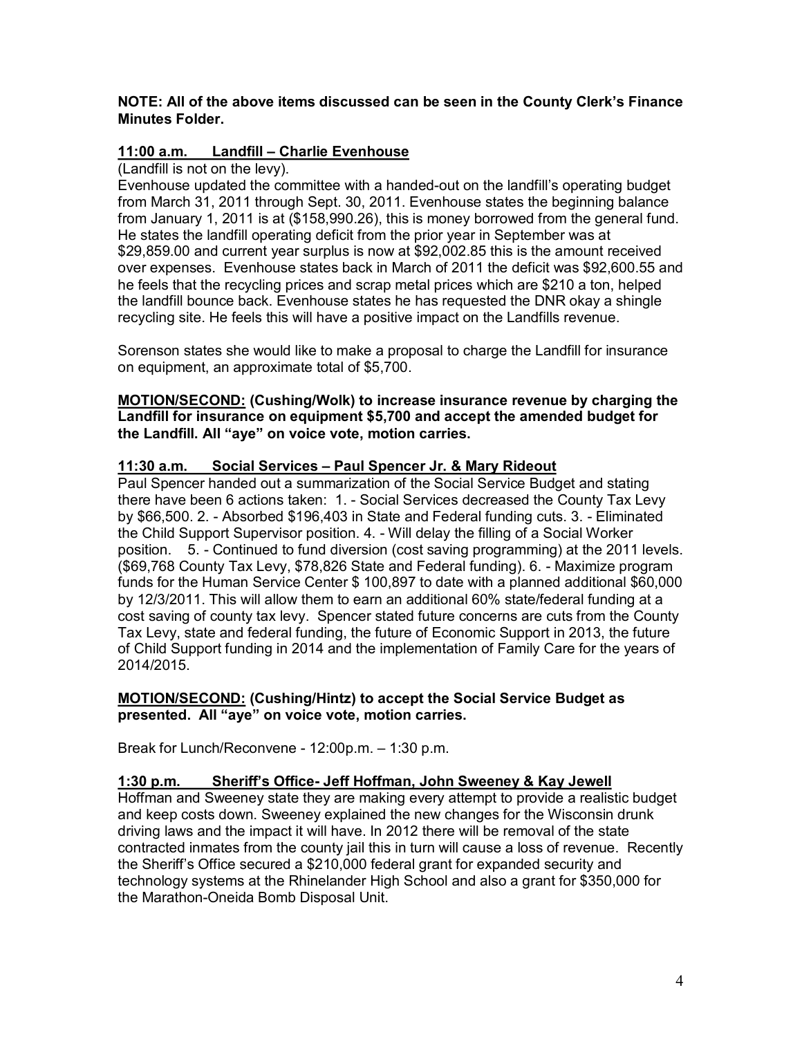**NOTE: All of the above items discussed can be seen in the County Clerk's Finance Minutes Folder.**

**11:00 a.m. Landfill – Charlie Evenhouse**

(Landfill is not on the levy).

Evenhouse updated the committee with a handed-out on the landfill's operating budget from March 31, 2011 through Sept. 30, 2011. Evenhouse states the beginning balance from January 1, 2011 is at ($158,990.26), this is money borrowed from the general fund. He states the landfill operating deficit from the prior year in September was at $29,859.00 and current year surplus is now at $92,002.85 this is the amount received over expenses. Evenhouse states back in March of 2011 the deficit was $92,600.55 and he feels that the recycling prices and scrap metal prices which are $210 a ton, helped the landfill bounce back. Evenhouse states he has requested the DNR okay a shingle recycling site. He feels this will have a positive impact on the Landfills revenue.

Sorenson states she would like to make a proposal to charge the Landfill for insurance on equipment, an approximate total of $5,700.

**MOTION/SECOND: (Cushing/Wolk) to increase insurance revenue by charging the Landfill for insurance on equipment $5,700 and accept the amended budget for the Landfill. All "aye" on voice vote, motion carries.**

**11:30 a.m. Social Services – Paul Spencer Jr. & Mary Rideout**

Paul Spencer handed out a summarization of the Social Service Budget and stating there have been 6 actions taken: 1. - Social Services decreased the County Tax Levy by $66,500. 2. - Absorbed $196,403 in State and Federal funding cuts. 3. - Eliminated the Child Support Supervisor position. 4. - Will delay the filling of a Social Worker position. 5. - Continued to fund diversion (cost saving programming) at the 2011 levels. ($69,768 County Tax Levy, $78,826 State and Federal funding). 6. - Maximize program funds for the Human Service Center $ 100,897 to date with a planned additional $60,000 by 12/3/2011. This will allow them to earn an additional 60% state/federal funding at a cost saving of county tax levy. Spencer stated future concerns are cuts from the County Tax Levy, state and federal funding, the future of Economic Support in 2013, the future of Child Support funding in 2014 and the implementation of Family Care for the years of 2014/2015.

**MOTION/SECOND: (Cushing/Hintz) to accept the Social Service Budget as presented. All "aye" on voice vote, motion carries.**

Break for Lunch/Reconvene - 12:00p.m. – 1:30 p.m.

**1:30 p.m. Sheriff's Office- Jeff Hoffman, John Sweeney & Kay Jewell**

Hoffman and Sweeney state they are making every attempt to provide a realistic budget and keep costs down. Sweeney explained the new changes for the Wisconsin drunk driving laws and the impact it will have. In 2012 there will be removal of the state contracted inmates from the county jail this in turn will cause a loss of revenue. Recently the Sheriff's Office secured a $210,000 federal grant for expanded security and technology systems at the Rhinelander High School and also a grant for $350,000 for the Marathon-Oneida Bomb Disposal Unit.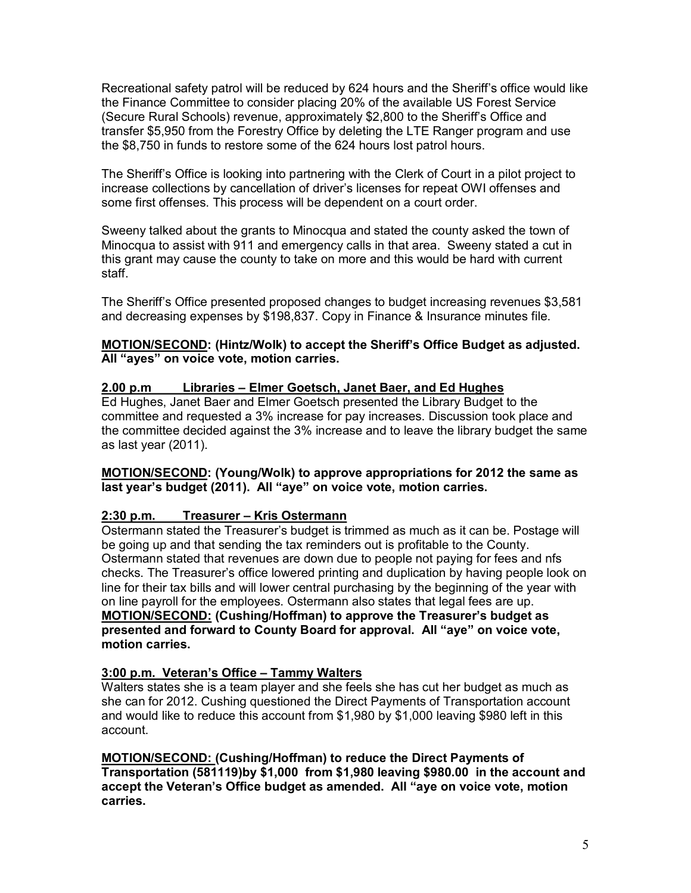Recreational safety patrol will be reduced by 624 hours and the Sheriff's office would like the Finance Committee to consider placing 20% of the available US Forest Service (Secure Rural Schools) revenue, approximately $2,800 to the Sheriff's Office and transfer $5,950 from the Forestry Office by deleting the LTE Ranger program and use the $8,750 in funds to restore some of the 624 hours lost patrol hours.

The Sheriff's Office is looking into partnering with the Clerk of Court in a pilot project to increase collections by cancellation of driver's licenses for repeat OWI offenses and some first offenses. This process will be dependent on a court order.

Sweeny talked about the grants to Minocqua and stated the county asked the town of Minocqua to assist with 911 and emergency calls in that area. Sweeny stated a cut in this grant may cause the county to take on more and this would be hard with current staff.

The Sheriff's Office presented proposed changes to budget increasing revenues $3,581 and decreasing expenses by $198,837. Copy in Finance & Insurance minutes file.

**MOTION/SECOND: (Hintz/Wolk) to accept the Sheriff's Office Budget as adjusted. All "ayes" on voice vote, motion carries.**

**2.00 p.m Libraries – Elmer Goetsch, Janet Baer, and Ed Hughes**

Ed Hughes, Janet Baer and Elmer Goetsch presented the Library Budget to the committee and requested a 3% increase for pay increases. Discussion took place and the committee decided against the 3% increase and to leave the library budget the same as last year (2011).

**MOTION/SECOND: (Young/Wolk) to approve appropriations for 2012 the same as last year's budget (2011). All "aye" on voice vote, motion carries.**

**2:30 p.m. Treasurer – Kris Ostermann**

Ostermann stated the Treasurer's budget is trimmed as much as it can be. Postage will be going up and that sending the tax reminders out is profitable to the County. Ostermann stated that revenues are down due to people not paying for fees and nfs checks. The Treasurer's office lowered printing and duplication by having people look on line for their tax bills and will lower central purchasing by the beginning of the year with on line payroll for the employees. Ostermann also states that legal fees are up.

**MOTION/SECOND: (Cushing/Hoffman) to approve the Treasurer's budget as presented and forward to County Board for approval. All "aye" on voice vote, motion carries.**

**3:00 p.m. Veteran's Office – Tammy Walters**

Walters states she is a team player and she feels she has cut her budget as much as she can for 2012. Cushing questioned the Direct Payments of Transportation account and would like to reduce this account from $1,980 by $1,000 leaving $980 left in this account.

**MOTION/SECOND: (Cushing/Hoffman) to reduce the Direct Payments of Transportation (581119)by $1,000 from $1,980 leaving $980.00 in the account and accept the Veteran's Office budget as amended. All "aye on voice vote, motion carries.**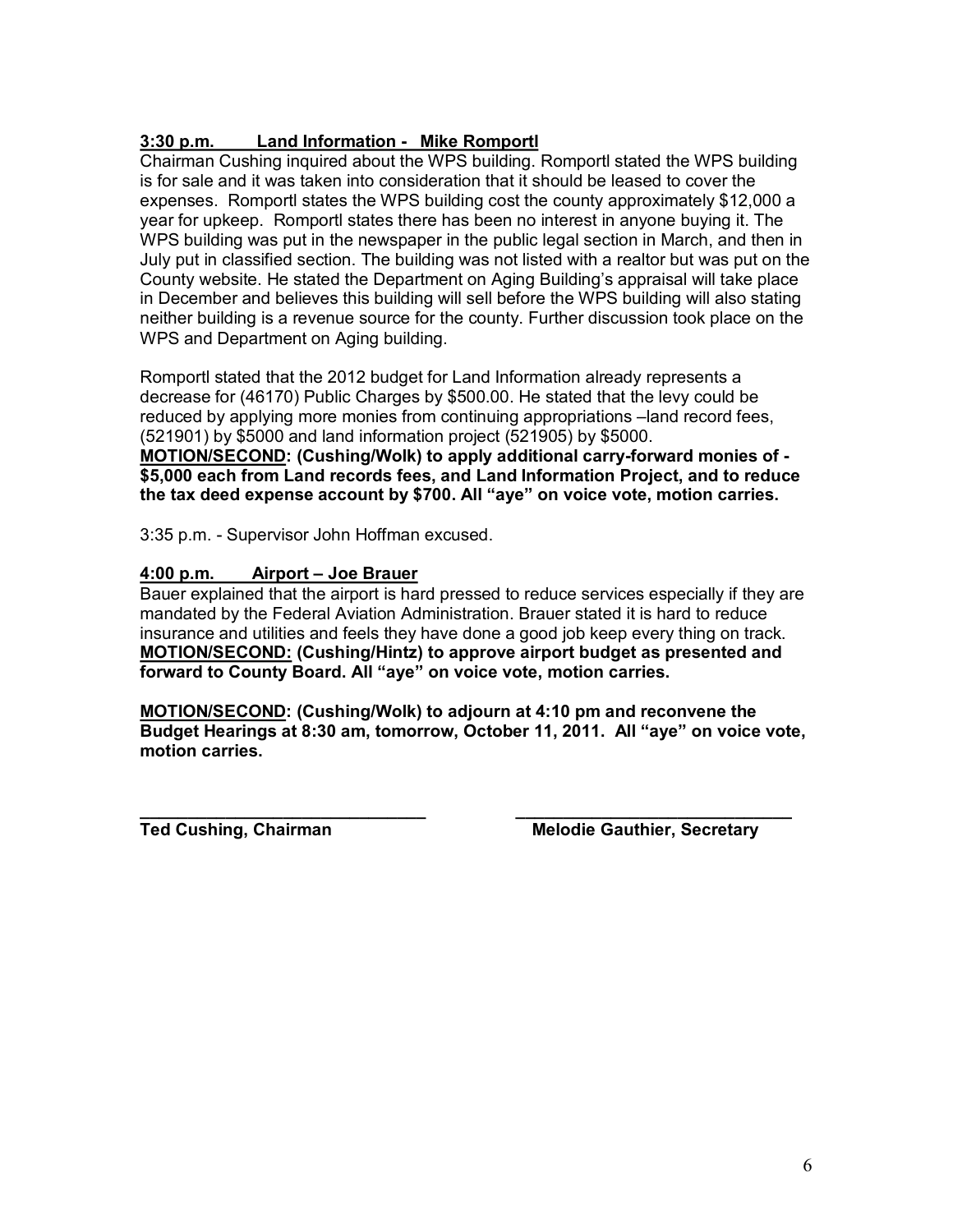**<u>3:30 p.m. Land Information - Mike Romportl</u>**

Chairman Cushing inquired about the WPS building. Romportl stated the WPS building is for sale and it was taken into consideration that it should be leased to cover the expenses. Romportl states the WPS building cost the county approximately $12,000 a year for upkeep. Romportl states there has been no interest in anyone buying it. The WPS building was put in the newspaper in the public legal section in March, and then in July put in classified section. The building was not listed with a realtor but was put on the County website. He stated the Department on Aging Building's appraisal will take place in December and believes this building will sell before the WPS building will also stating neither building is a revenue source for the county. Further discussion took place on the WPS and Department on Aging building.

Romportl stated that the 2012 budget for Land Information already represents a decrease for (46170) Public Charges by $500.00. He stated that the levy could be reduced by applying more monies from continuing appropriations –land record fees, (521901) by $5000 and land information project (521905) by $5000.

**<u>MOTION/SECOND</u>: (Cushing/Wolk) to apply additional carry-forward monies of - $5,000 each from Land records fees, and Land Information Project, and to reduce the tax deed expense account by $700. All "aye" on voice vote, motion carries.**

3:35 p.m. - Supervisor John Hoffman excused.

**<u>4:00 p.m. Airport – Joe Brauer</u>**

Bauer explained that the airport is hard pressed to reduce services especially if they are mandated by the Federal Aviation Administration. Brauer stated it is hard to reduce insurance and utilities and feels they have done a good job keep every thing on track.

**<u>MOTION/SECOND:</u> (Cushing/Hintz) to approve airport budget as presented and forward to County Board. All "aye" on voice vote, motion carries.**

**<u>MOTION/SECOND</u>: (Cushing/Wolk) to adjourn at 4:10 pm and reconvene the Budget Hearings at 8:30 am, tomorrow, October 11, 2011. All "aye" on voice vote, motion carries.**

| | |
|---|---|
| ______________________________ | ______________________________ |
| **Ted Cushing, Chairman** | **Melodie Gauthier, Secretary** |